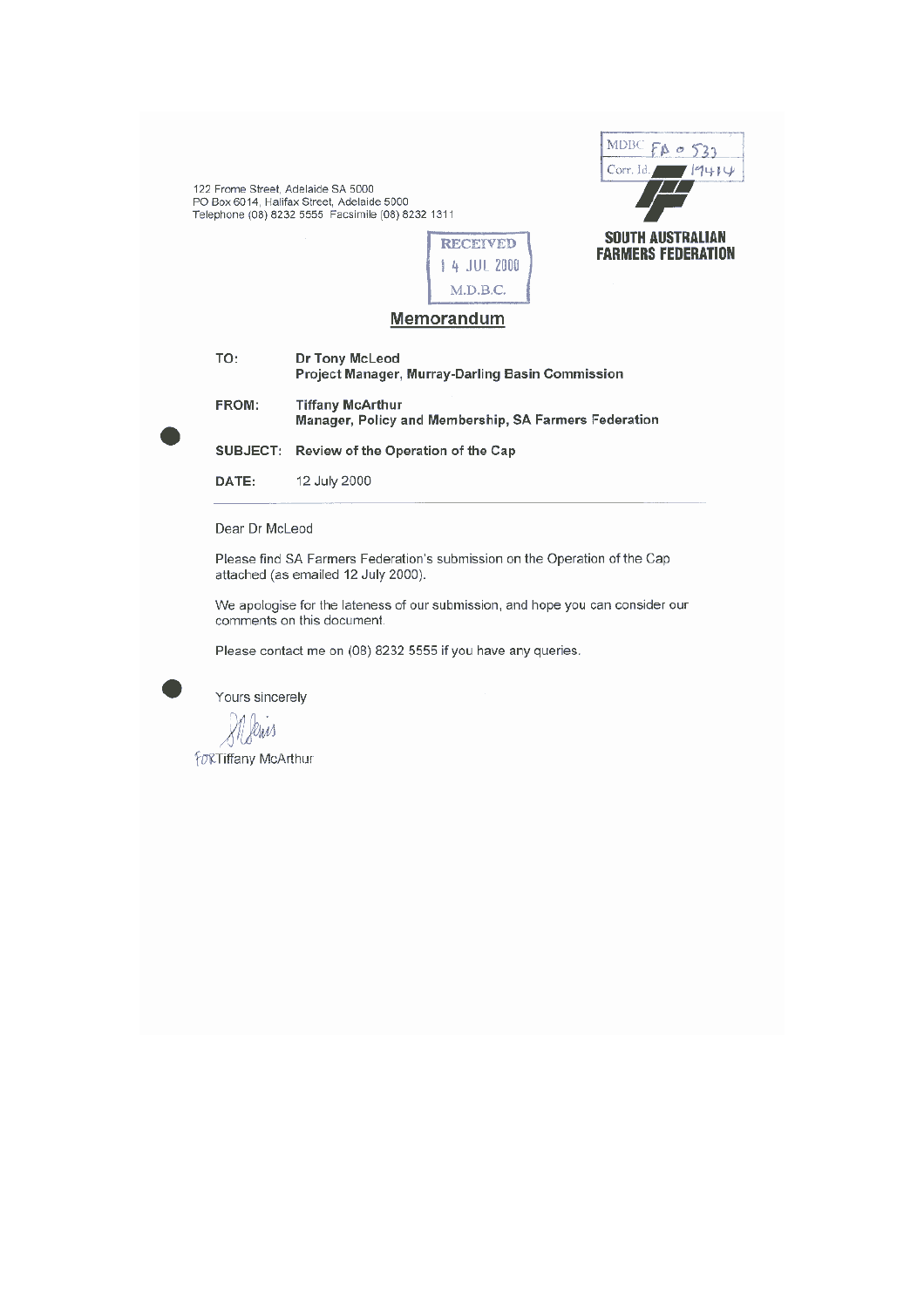MDBC FA 0 533
Corr. Id. 19414

122 Frome Street, Adelaide SA 5000
PO Box 6014, Halifax Street, Adelaide 5000
Telephone (08) 8232 5555 Facsimile (08) 8232 1311

**SOUTH AUSTRALIAN FARMERS FEDERATION**

RECEIVED
14 JUL 2000
M.D.B.C.

## Memorandum

| | |
|---|---|
| **TO:** | **Dr Tony McLeod** <br> **Project Manager, Murray-Darling Basin Commission** |
| **FROM:** | **Tiffany McArthur** <br> **Manager, Policy and Membership, SA Farmers Federation** |
| **SUBJECT:** | **Review of the Operation of the Cap** |
| **DATE:** | 12 July 2000 |

---

Dear Dr McLeod

Please find SA Farmers Federation's submission on the Operation of the Cap attached (as emailed 12 July 2000).

We apologise for the lateness of our submission, and hope you can consider our comments on this document.

Please contact me on (08) 8232 5555 if you have any queries.

Yours sincerely

FOR Tiffany McArthur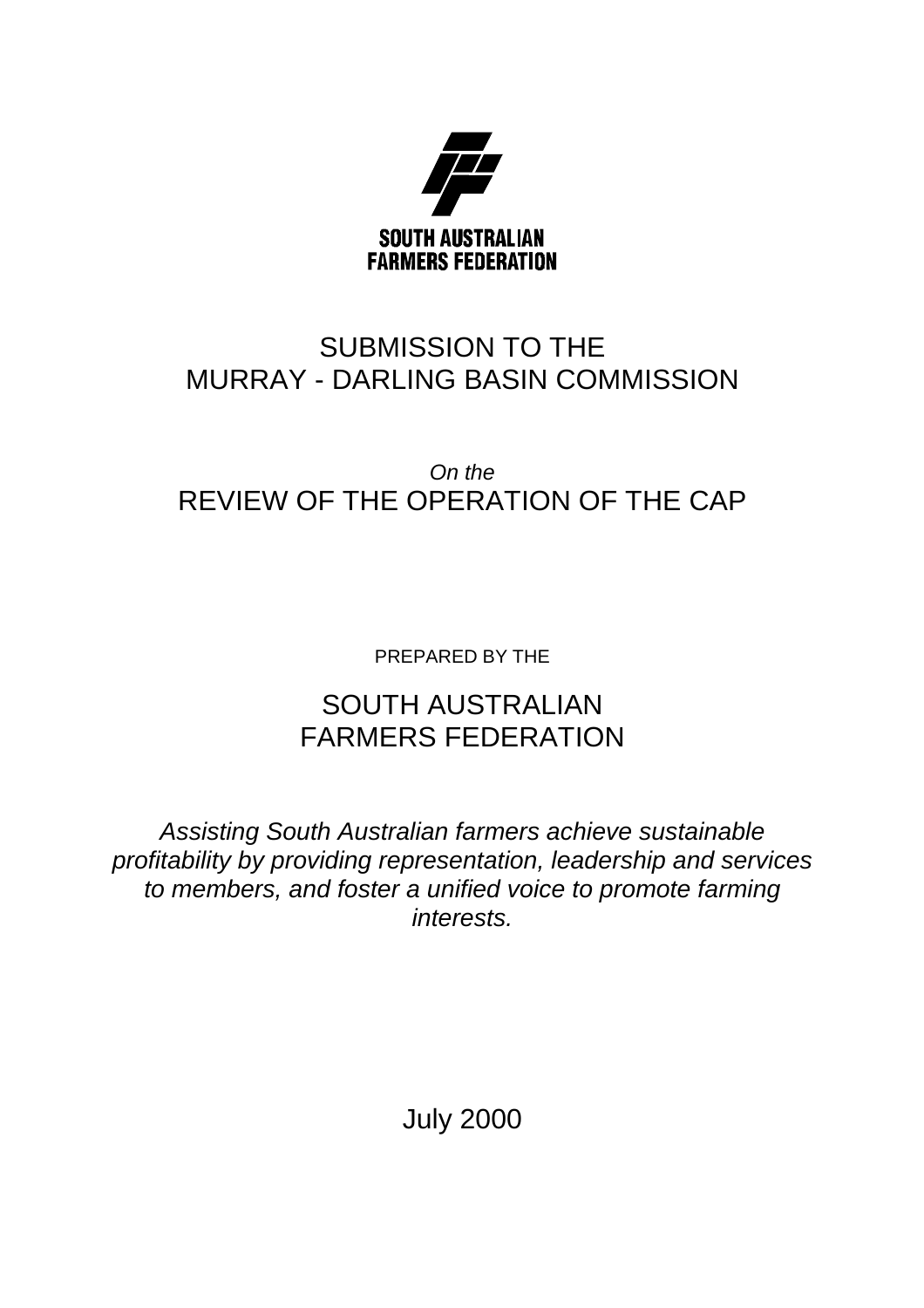SOUTH AUSTRALIAN
FARMERS FEDERATION

# SUBMISSION TO THE MURRAY - DARLING BASIN COMMISSION

*On the*

# REVIEW OF THE OPERATION OF THE CAP

PREPARED BY THE

## SOUTH AUSTRALIAN FARMERS FEDERATION

*Assisting South Australian farmers achieve sustainable profitability by providing representation, leadership and services to members, and foster a unified voice to promote farming interests.*

July 2000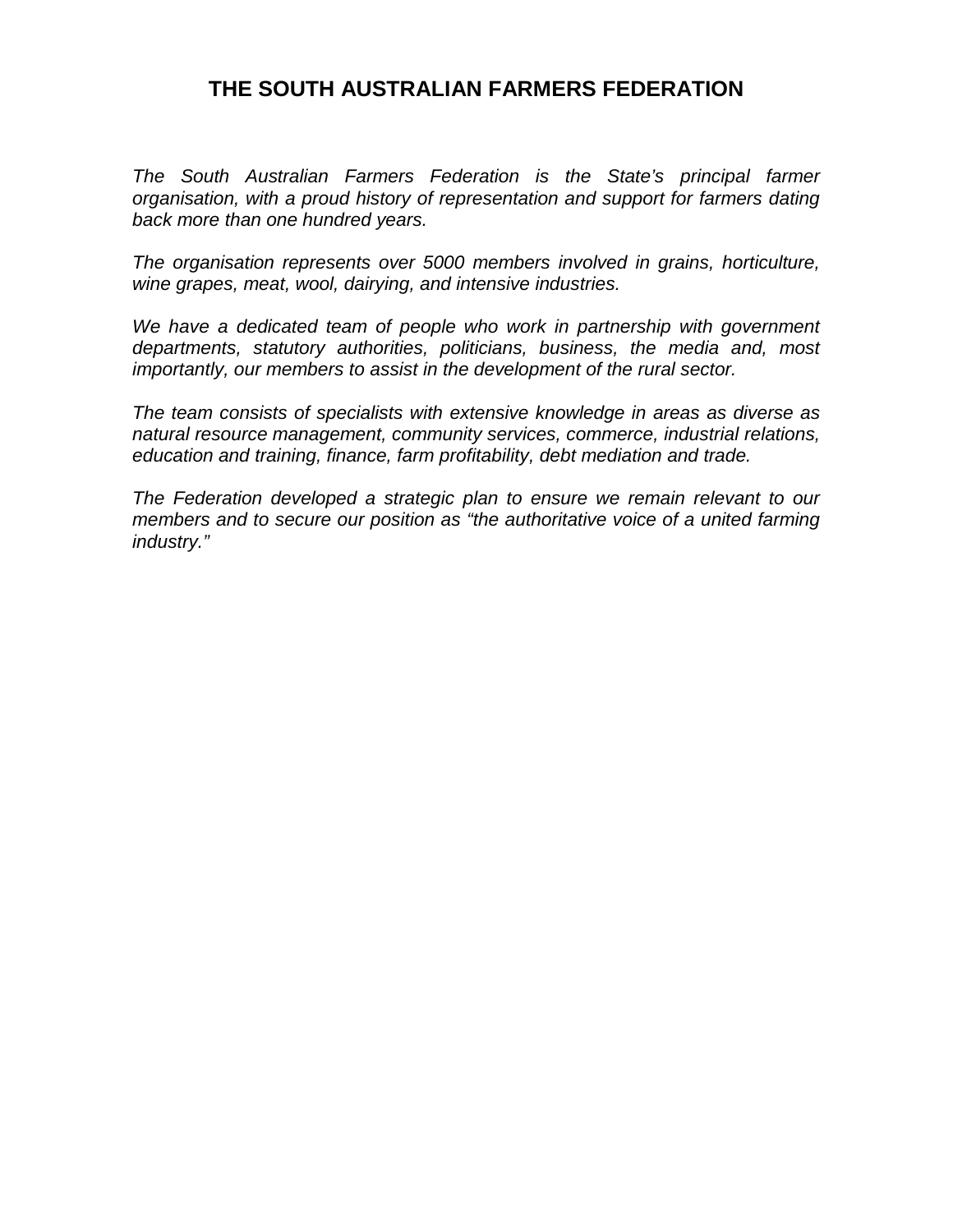# THE SOUTH AUSTRALIAN FARMERS FEDERATION

*The South Australian Farmers Federation is the State's principal farmer organisation, with a proud history of representation and support for farmers dating back more than one hundred years.*

*The organisation represents over 5000 members involved in grains, horticulture, wine grapes, meat, wool, dairying, and intensive industries.*

*We have a dedicated team of people who work in partnership with government departments, statutory authorities, politicians, business, the media and, most importantly, our members to assist in the development of the rural sector.*

*The team consists of specialists with extensive knowledge in areas as diverse as natural resource management, community services, commerce, industrial relations, education and training, finance, farm profitability, debt mediation and trade.*

*The Federation developed a strategic plan to ensure we remain relevant to our members and to secure our position as "the authoritative voice of a united farming industry."*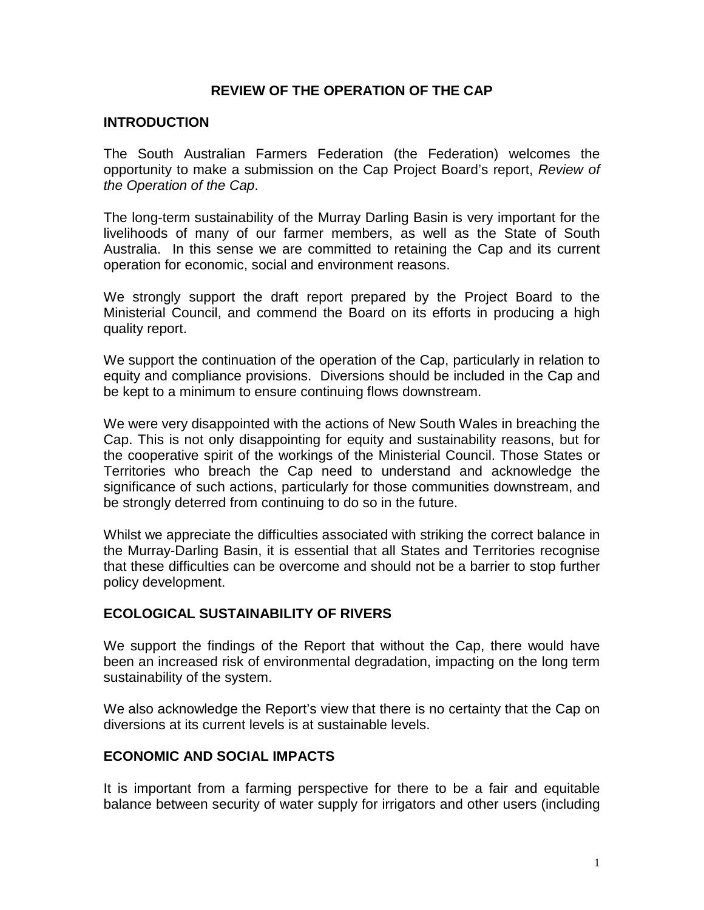## REVIEW OF THE OPERATION OF THE CAP

### INTRODUCTION

The South Australian Farmers Federation (the Federation) welcomes the opportunity to make a submission on the Cap Project Board's report, *Review of the Operation of the Cap*.

The long-term sustainability of the Murray Darling Basin is very important for the livelihoods of many of our farmer members, as well as the State of South Australia. In this sense we are committed to retaining the Cap and its current operation for economic, social and environment reasons.

We strongly support the draft report prepared by the Project Board to the Ministerial Council, and commend the Board on its efforts in producing a high quality report.

We support the continuation of the operation of the Cap, particularly in relation to equity and compliance provisions. Diversions should be included in the Cap and be kept to a minimum to ensure continuing flows downstream.

We were very disappointed with the actions of New South Wales in breaching the Cap. This is not only disappointing for equity and sustainability reasons, but for the cooperative spirit of the workings of the Ministerial Council. Those States or Territories who breach the Cap need to understand and acknowledge the significance of such actions, particularly for those communities downstream, and be strongly deterred from continuing to do so in the future.

Whilst we appreciate the difficulties associated with striking the correct balance in the Murray-Darling Basin, it is essential that all States and Territories recognise that these difficulties can be overcome and should not be a barrier to stop further policy development.

### ECOLOGICAL SUSTAINABILITY OF RIVERS

We support the findings of the Report that without the Cap, there would have been an increased risk of environmental degradation, impacting on the long term sustainability of the system.

We also acknowledge the Report's view that there is no certainty that the Cap on diversions at its current levels is at sustainable levels.

### ECONOMIC AND SOCIAL IMPACTS

It is important from a farming perspective for there to be a fair and equitable balance between security of water supply for irrigators and other users (including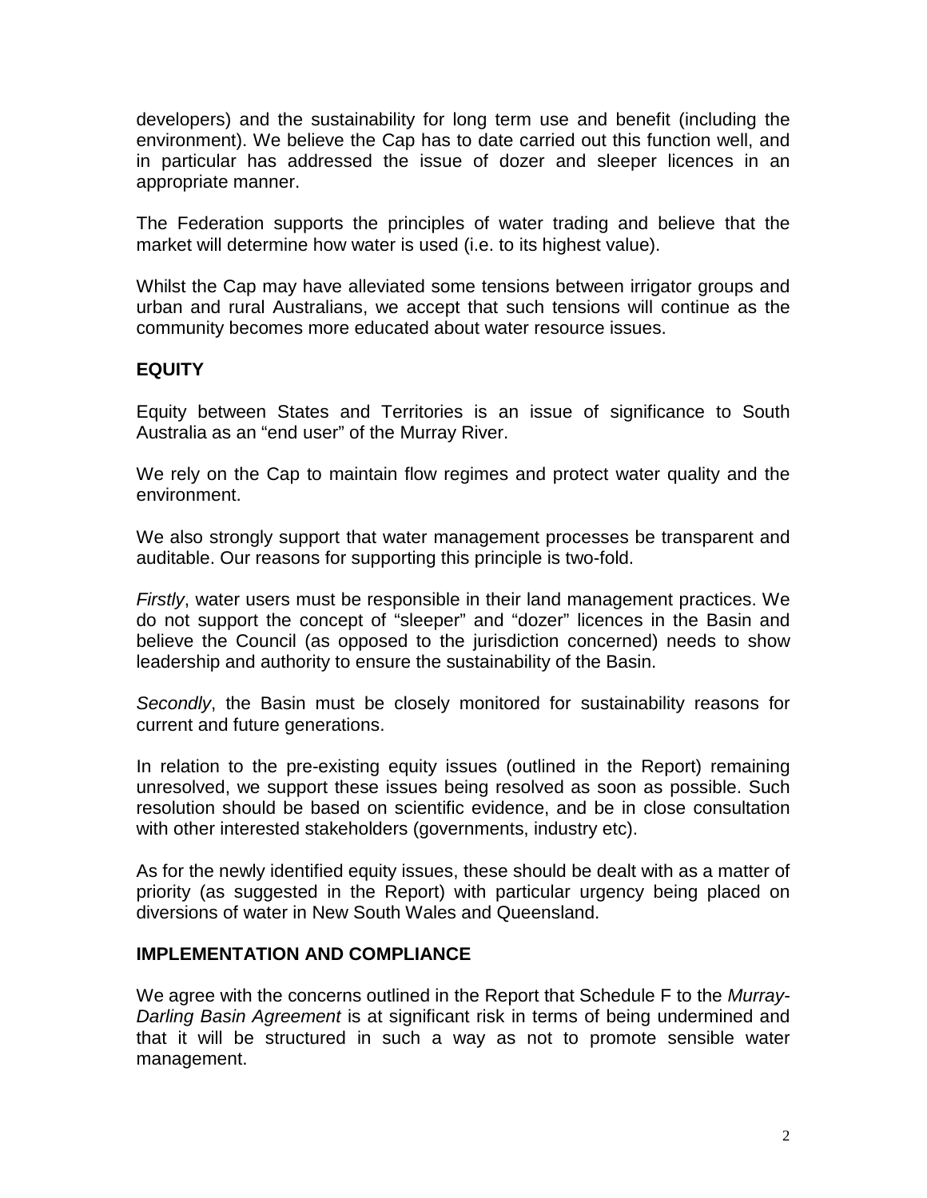developers) and the sustainability for long term use and benefit (including the environment). We believe the Cap has to date carried out this function well, and in particular has addressed the issue of dozer and sleeper licences in an appropriate manner.

The Federation supports the principles of water trading and believe that the market will determine how water is used (i.e. to its highest value).

Whilst the Cap may have alleviated some tensions between irrigator groups and urban and rural Australians, we accept that such tensions will continue as the community becomes more educated about water resource issues.

## EQUITY

Equity between States and Territories is an issue of significance to South Australia as an "end user" of the Murray River.

We rely on the Cap to maintain flow regimes and protect water quality and the environment.

We also strongly support that water management processes be transparent and auditable. Our reasons for supporting this principle is two-fold.

*Firstly*, water users must be responsible in their land management practices. We do not support the concept of "sleeper" and "dozer" licences in the Basin and believe the Council (as opposed to the jurisdiction concerned) needs to show leadership and authority to ensure the sustainability of the Basin.

*Secondly*, the Basin must be closely monitored for sustainability reasons for current and future generations.

In relation to the pre-existing equity issues (outlined in the Report) remaining unresolved, we support these issues being resolved as soon as possible. Such resolution should be based on scientific evidence, and be in close consultation with other interested stakeholders (governments, industry etc).

As for the newly identified equity issues, these should be dealt with as a matter of priority (as suggested in the Report) with particular urgency being placed on diversions of water in New South Wales and Queensland.

## IMPLEMENTATION AND COMPLIANCE

We agree with the concerns outlined in the Report that Schedule F to the *Murray-Darling Basin Agreement* is at significant risk in terms of being undermined and that it will be structured in such a way as not to promote sensible water management.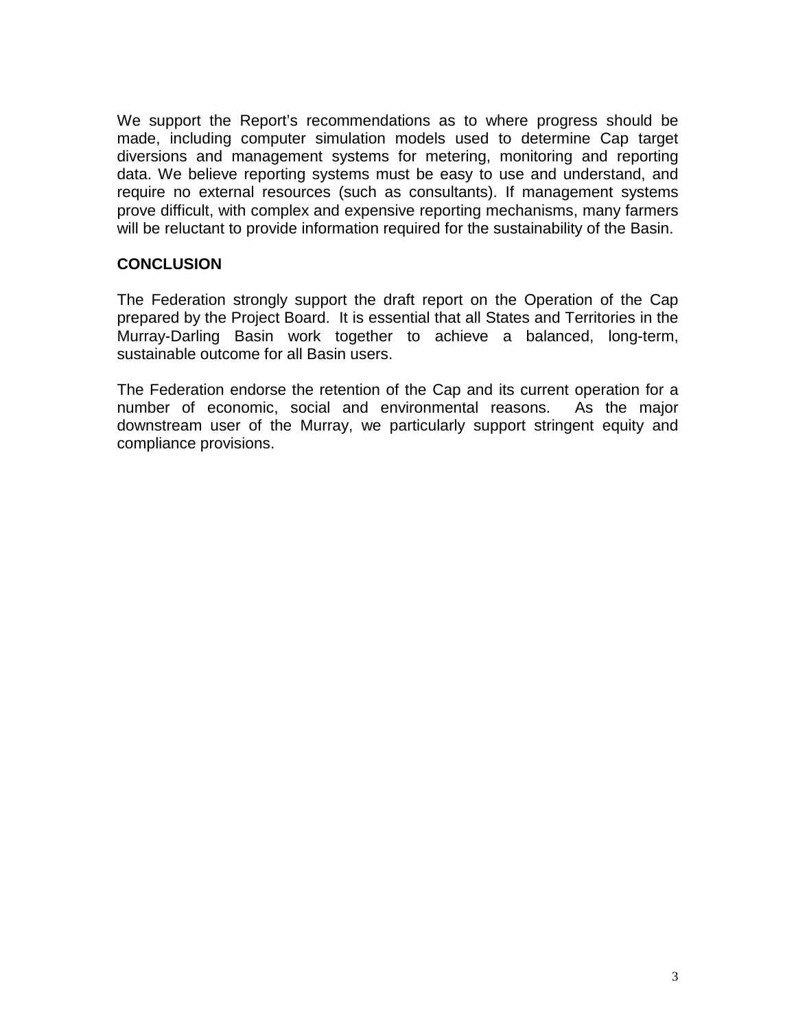We support the Report's recommendations as to where progress should be made, including computer simulation models used to determine Cap target diversions and management systems for metering, monitoring and reporting data. We believe reporting systems must be easy to use and understand, and require no external resources (such as consultants). If management systems prove difficult, with complex and expensive reporting mechanisms, many farmers will be reluctant to provide information required for the sustainability of the Basin.

**CONCLUSION**

The Federation strongly support the draft report on the Operation of the Cap prepared by the Project Board. It is essential that all States and Territories in the Murray-Darling Basin work together to achieve a balanced, long-term, sustainable outcome for all Basin users.

The Federation endorse the retention of the Cap and its current operation for a number of economic, social and environmental reasons. As the major downstream user of the Murray, we particularly support stringent equity and compliance provisions.